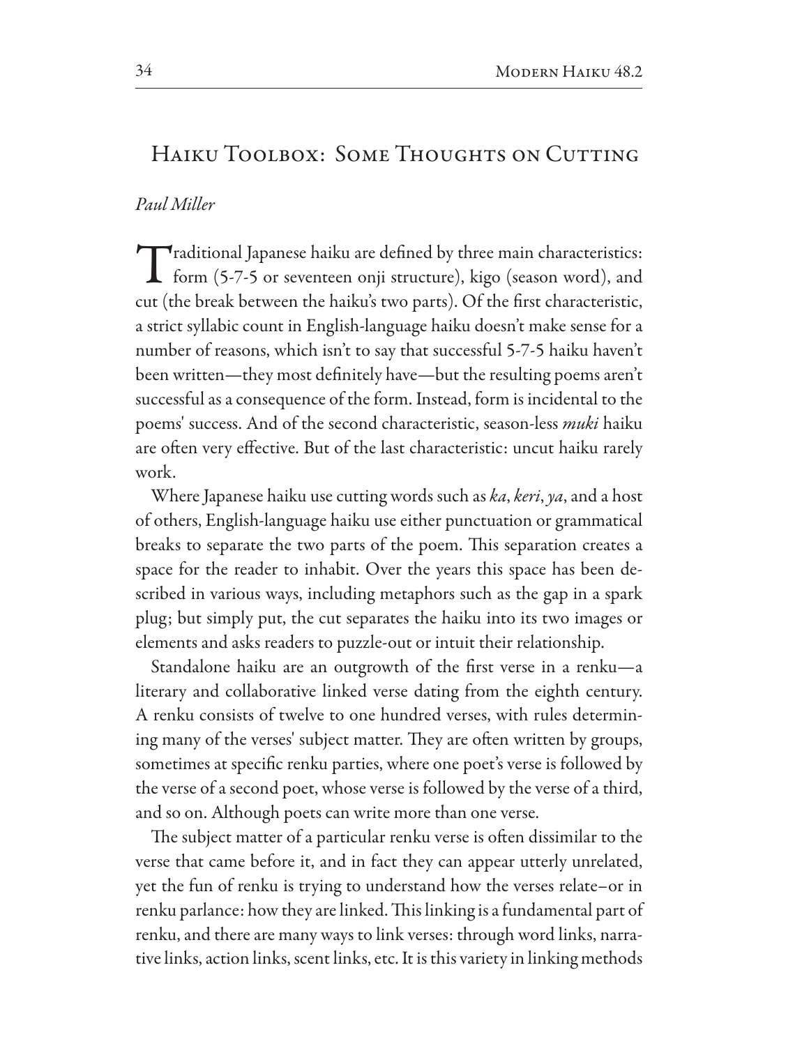## Haiku Toolbox: Some Thoughts on Cutting

*Paul Miller*

Traditional Japanese haiku are defined by three main characteristics: form (5-7-5 or seventeen onji structure), kigo (season word), and cut (the break between the haiku's two parts). Of the first characteristic, a strict syllabic count in English-language haiku doesn't make sense for a number of reasons, which isn't to say that successful 5-7-5 haiku haven't been written—they most definitely have—but the resulting poems aren't successful as a consequence of the form. Instead, form is incidental to the poems' success. And of the second characteristic, season-less *muki* haiku are often very effective. But of the last characteristic: uncut haiku rarely work.

Where Japanese haiku use cutting words such as *ka*, *keri*, *ya*, and a host of others, English-language haiku use either punctuation or grammatical breaks to separate the two parts of the poem. This separation creates a space for the reader to inhabit. Over the years this space has been described in various ways, including metaphors such as the gap in a spark plug; but simply put, the cut separates the haiku into its two images or elements and asks readers to puzzle-out or intuit their relationship.

Standalone haiku are an outgrowth of the first verse in a renku—a literary and collaborative linked verse dating from the eighth century. A renku consists of twelve to one hundred verses, with rules determining many of the verses' subject matter. They are often written by groups, sometimes at specific renku parties, where one poet's verse is followed by the verse of a second poet, whose verse is followed by the verse of a third, and so on. Although poets can write more than one verse.

The subject matter of a particular renku verse is often dissimilar to the verse that came before it, and in fact they can appear utterly unrelated, yet the fun of renku is trying to understand how the verses relate–or in renku parlance: how they are linked. This linking is a fundamental part of renku, and there are many ways to link verses: through word links, narrative links, action links, scent links, etc. It is this variety in linking methods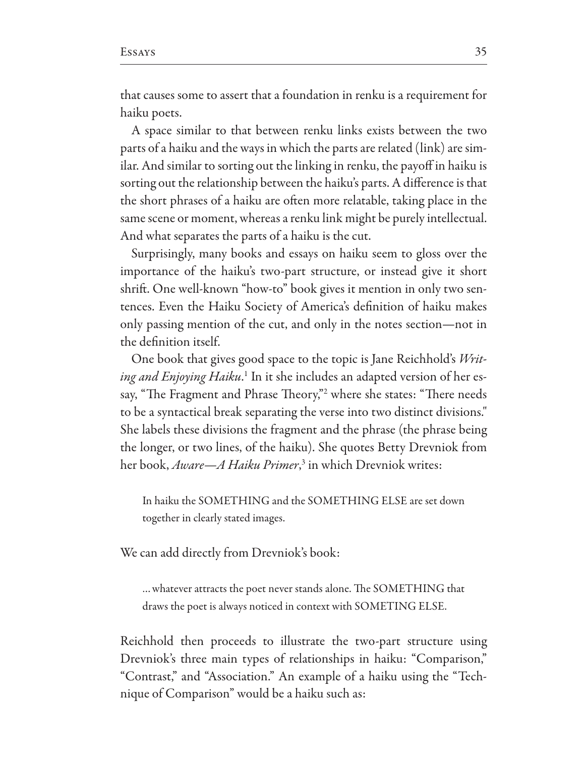that causes some to assert that a foundation in renku is a requirement for haiku poets.

A space similar to that between renku links exists between the two parts of a haiku and the ways in which the parts are related (link) are similar. And similar to sorting out the linking in renku, the payoff in haiku is sorting out the relationship between the haiku's parts. A difference is that the short phrases of a haiku are often more relatable, taking place in the same scene or moment, whereas a renku link might be purely intellectual. And what separates the parts of a haiku is the cut.

Surprisingly, many books and essays on haiku seem to gloss over the importance of the haiku's two-part structure, or instead give it short shrift. One well-known "how-to" book gives it mention in only two sentences. Even the Haiku Society of America's definition of haiku makes only passing mention of the cut, and only in the notes section—not in the definition itself.

One book that gives good space to the topic is Jane Reichhold's *Writing and Enjoying Haiku*.[1] In it she includes an adapted version of her essay, "The Fragment and Phrase Theory,"[2] where she states: "There needs to be a syntactical break separating the verse into two distinct divisions." She labels these divisions the fragment and the phrase (the phrase being the longer, or two lines, of the haiku). She quotes Betty Drevniok from her book, *Aware—A Haiku Primer*,[3] in which Drevniok writes:

> In haiku the SOMETHING and the SOMETHING ELSE are set down together in clearly stated images.

We can add directly from Drevniok's book:

> … whatever attracts the poet never stands alone. The SOMETHING that draws the poet is always noticed in context with SOMETING ELSE.

Reichhold then proceeds to illustrate the two-part structure using Drevniok's three main types of relationships in haiku: "Comparison," "Contrast," and "Association." An example of a haiku using the "Technique of Comparison" would be a haiku such as: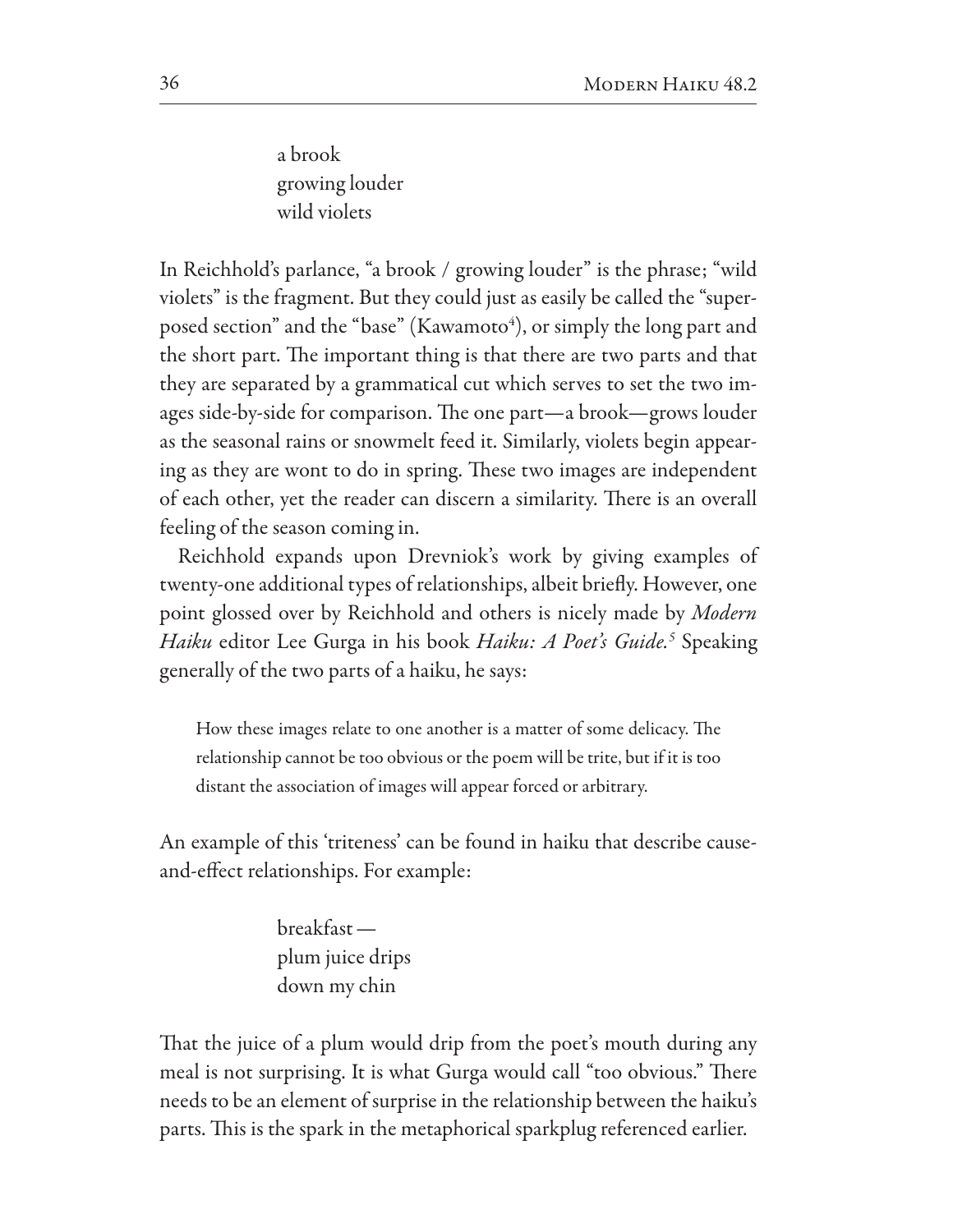a brook  
growing louder  
wild violets

In Reichhold's parlance, "a brook / growing louder" is the phrase; "wild violets" is the fragment. But they could just as easily be called the "superposed section" and the "base" (Kawamoto[4]), or simply the long part and the short part. The important thing is that there are two parts and that they are separated by a grammatical cut which serves to set the two images side-by-side for comparison. The one part—a brook—grows louder as the seasonal rains or snowmelt feed it. Similarly, violets begin appearing as they are wont to do in spring. These two images are independent of each other, yet the reader can discern a similarity. There is an overall feeling of the season coming in.

Reichhold expands upon Drevniok's work by giving examples of twenty-one additional types of relationships, albeit briefly. However, one point glossed over by Reichhold and others is nicely made by *Modern Haiku* editor Lee Gurga in his book *Haiku: A Poet's Guide.*[5] Speaking generally of the two parts of a haiku, he says:

> How these images relate to one another is a matter of some delicacy. The relationship cannot be too obvious or the poem will be trite, but if it is too distant the association of images will appear forced or arbitrary.

An example of this 'triteness' can be found in haiku that describe cause-and-effect relationships. For example:

breakfast —  
plum juice drips  
down my chin

That the juice of a plum would drip from the poet's mouth during any meal is not surprising. It is what Gurga would call "too obvious." There needs to be an element of surprise in the relationship between the haiku's parts. This is the spark in the metaphorical sparkplug referenced earlier.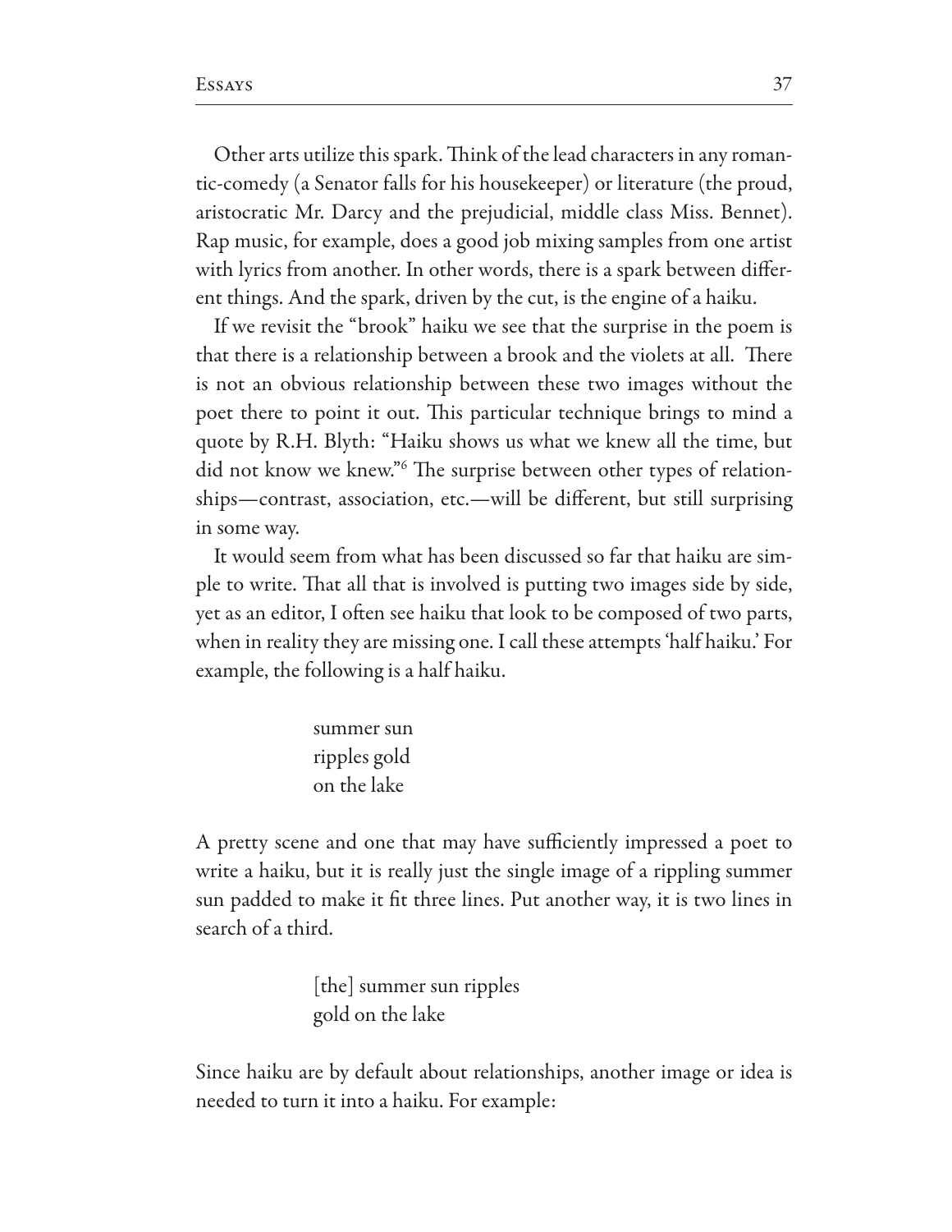Other arts utilize this spark. Think of the lead characters in any romantic-comedy (a Senator falls for his housekeeper) or literature (the proud, aristocratic Mr. Darcy and the prejudicial, middle class Miss. Bennet). Rap music, for example, does a good job mixing samples from one artist with lyrics from another. In other words, there is a spark between different things. And the spark, driven by the cut, is the engine of a haiku.

If we revisit the "brook" haiku we see that the surprise in the poem is that there is a relationship between a brook and the violets at all. There is not an obvious relationship between these two images without the poet there to point it out. This particular technique brings to mind a quote by R.H. Blyth: "Haiku shows us what we knew all the time, but did not know we knew."[6] The surprise between other types of relationships—contrast, association, etc.—will be different, but still surprising in some way.

It would seem from what has been discussed so far that haiku are simple to write. That all that is involved is putting two images side by side, yet as an editor, I often see haiku that look to be composed of two parts, when in reality they are missing one. I call these attempts 'half haiku.' For example, the following is a half haiku.

> summer sun
> ripples gold
> on the lake

A pretty scene and one that may have sufficiently impressed a poet to write a haiku, but it is really just the single image of a rippling summer sun padded to make it fit three lines. Put another way, it is two lines in search of a third.

> [the] summer sun ripples
> gold on the lake

Since haiku are by default about relationships, another image or idea is needed to turn it into a haiku. For example: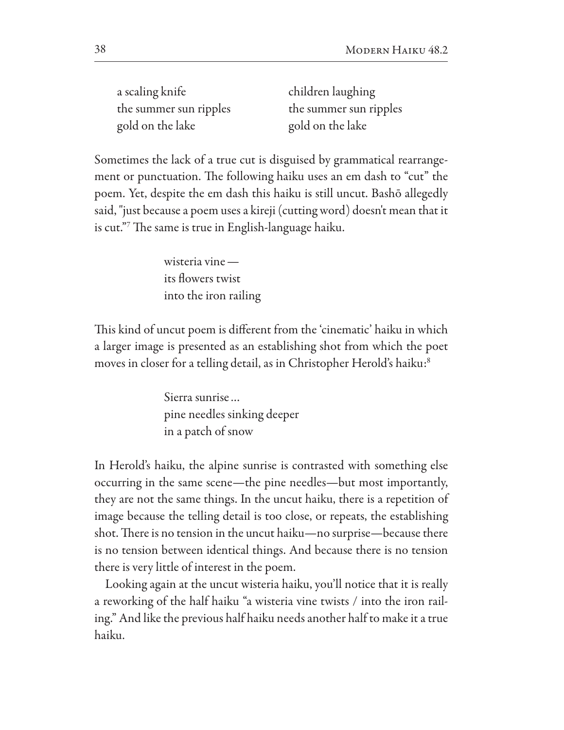a scaling knife  
the summer sun ripples  
gold on the lake

children laughing  
the summer sun ripples  
gold on the lake

Sometimes the lack of a true cut is disguised by grammatical rearrangement or punctuation. The following haiku uses an em dash to "cut" the poem. Yet, despite the em dash this haiku is still uncut. Bashō allegedly said, "just because a poem uses a kireji (cutting word) doesn't mean that it is cut."[7] The same is true in English-language haiku.

> wisteria vine —  
> its flowers twist  
> into the iron railing

This kind of uncut poem is different from the 'cinematic' haiku in which a larger image is presented as an establishing shot from which the poet moves in closer for a telling detail, as in Christopher Herold's haiku:[8]

> Sierra sunrise …  
> pine needles sinking deeper  
> in a patch of snow

In Herold's haiku, the alpine sunrise is contrasted with something else occurring in the same scene—the pine needles—but most importantly, they are not the same things. In the uncut haiku, there is a repetition of image because the telling detail is too close, or repeats, the establishing shot. There is no tension in the uncut haiku—no surprise—because there is no tension between identical things. And because there is no tension there is very little of interest in the poem.

Looking again at the uncut wisteria haiku, you'll notice that it is really a reworking of the half haiku "a wisteria vine twists / into the iron railing." And like the previous half haiku needs another half to make it a true haiku.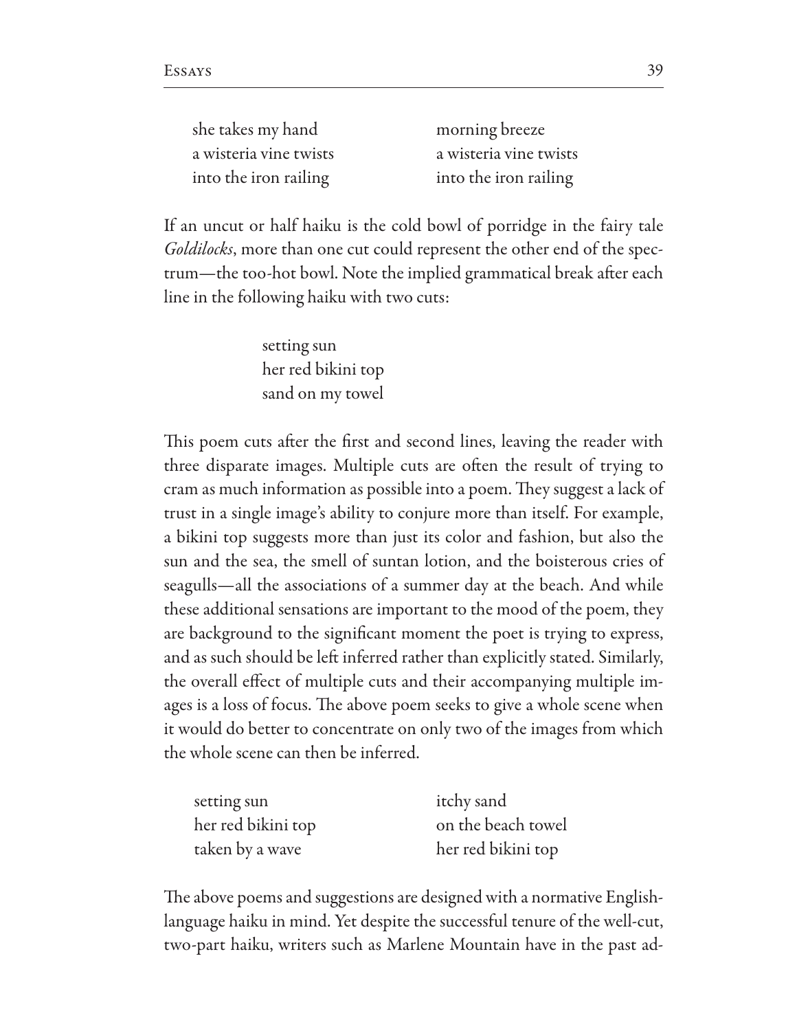she takes my hand  
a wisteria vine twists  
into the iron railing

morning breeze  
a wisteria vine twists  
into the iron railing

If an uncut or half haiku is the cold bowl of porridge in the fairy tale *Goldilocks*, more than one cut could represent the other end of the spectrum—the too-hot bowl. Note the implied grammatical break after each line in the following haiku with two cuts:

> setting sun  
> her red bikini top  
> sand on my towel

This poem cuts after the first and second lines, leaving the reader with three disparate images. Multiple cuts are often the result of trying to cram as much information as possible into a poem. They suggest a lack of trust in a single image's ability to conjure more than itself. For example, a bikini top suggests more than just its color and fashion, but also the sun and the sea, the smell of suntan lotion, and the boisterous cries of seagulls—all the associations of a summer day at the beach. And while these additional sensations are important to the mood of the poem, they are background to the significant moment the poet is trying to express, and as such should be left inferred rather than explicitly stated. Similarly, the overall effect of multiple cuts and their accompanying multiple images is a loss of focus. The above poem seeks to give a whole scene when it would do better to concentrate on only two of the images from which the whole scene can then be inferred.

setting sun  
her red bikini top  
taken by a wave

itchy sand  
on the beach towel  
her red bikini top

The above poems and suggestions are designed with a normative English-language haiku in mind. Yet despite the successful tenure of the well-cut, two-part haiku, writers such as Marlene Mountain have in the past ad-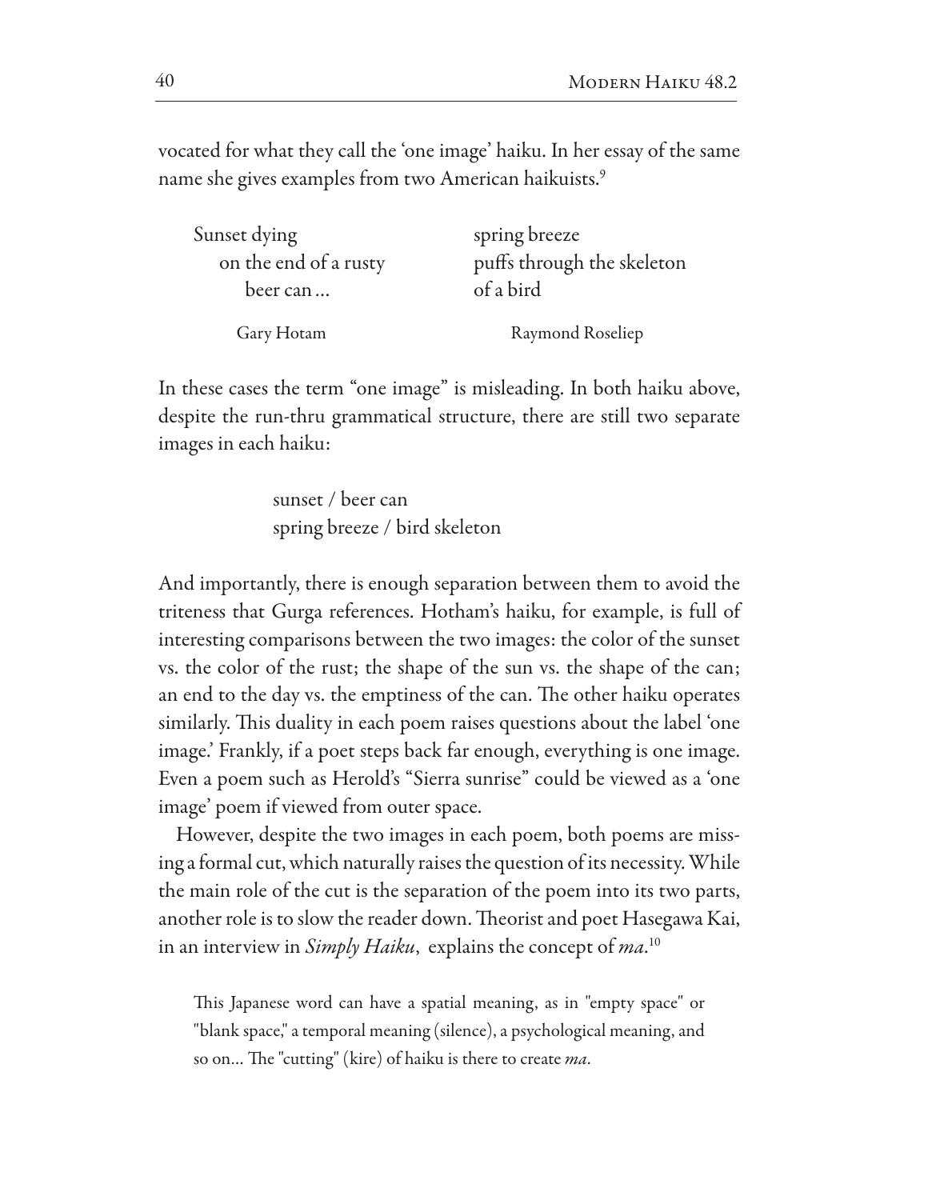vocated for what they call the 'one image' haiku. In her essay of the same name she gives examples from two American haikuists.[9]

Sunset dying  
  on the end of a rusty  
    beer can …

Gary Hotam

spring breeze  
puffs through the skeleton  
of a bird

Raymond Roseliep

In these cases the term "one image" is misleading. In both haiku above, despite the run-thru grammatical structure, there are still two separate images in each haiku:

sunset / beer can  
spring breeze / bird skeleton

And importantly, there is enough separation between them to avoid the triteness that Gurga references. Hotham's haiku, for example, is full of interesting comparisons between the two images: the color of the sunset vs. the color of the rust; the shape of the sun vs. the shape of the can; an end to the day vs. the emptiness of the can. The other haiku operates similarly. This duality in each poem raises questions about the label 'one image.' Frankly, if a poet steps back far enough, everything is one image. Even a poem such as Herold's "Sierra sunrise" could be viewed as a 'one image' poem if viewed from outer space.

However, despite the two images in each poem, both poems are missing a formal cut, which naturally raises the question of its necessity. While the main role of the cut is the separation of the poem into its two parts, another role is to slow the reader down. Theorist and poet Hasegawa Kai, in an interview in *Simply Haiku*, explains the concept of *ma*.[10]

> This Japanese word can have a spatial meaning, as in "empty space" or "blank space," a temporal meaning (silence), a psychological meaning, and so on… The "cutting" (kire) of haiku is there to create *ma*.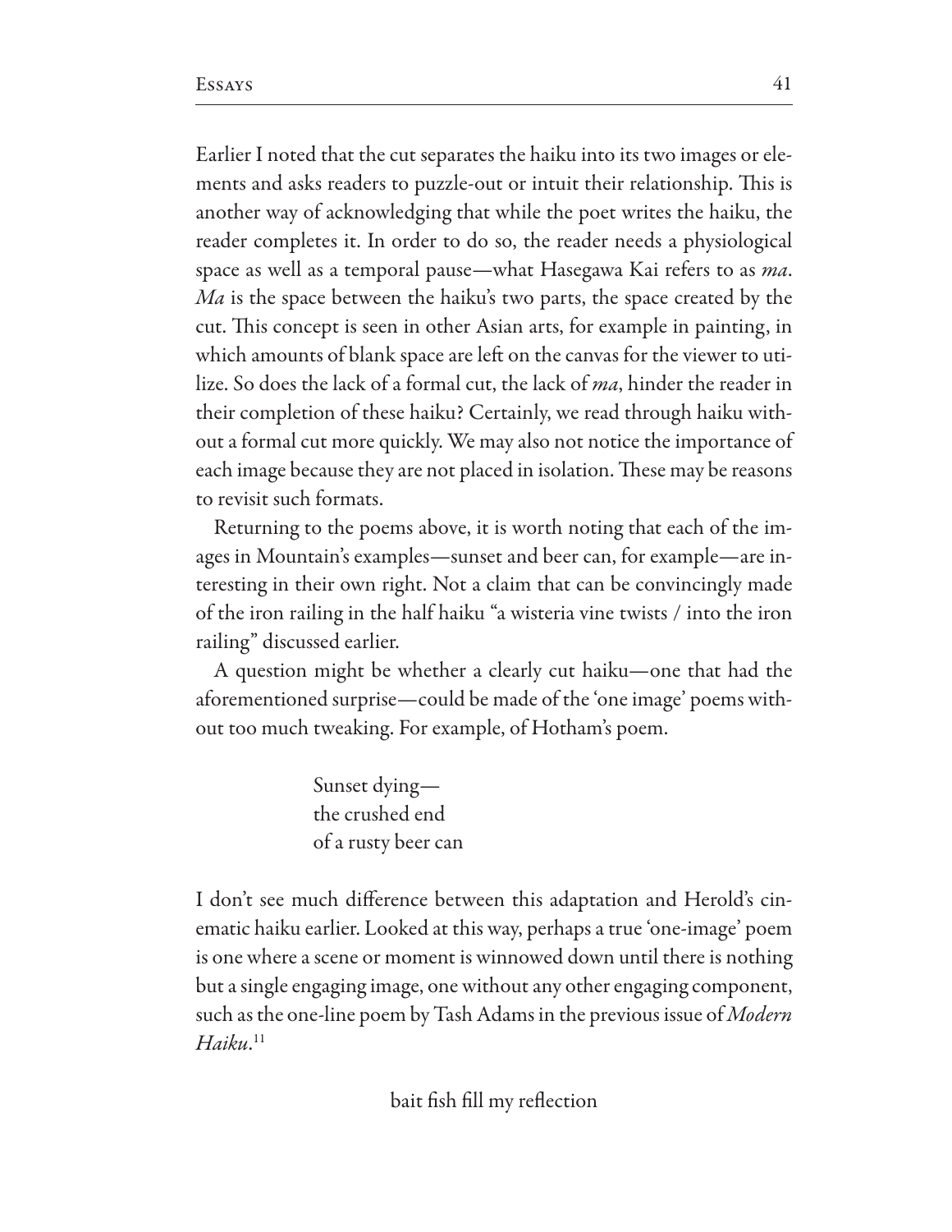Earlier I noted that the cut separates the haiku into its two images or elements and asks readers to puzzle-out or intuit their relationship. This is another way of acknowledging that while the poet writes the haiku, the reader completes it. In order to do so, the reader needs a physiological space as well as a temporal pause—what Hasegawa Kai refers to as *ma*. *Ma* is the space between the haiku's two parts, the space created by the cut. This concept is seen in other Asian arts, for example in painting, in which amounts of blank space are left on the canvas for the viewer to utilize. So does the lack of a formal cut, the lack of *ma*, hinder the reader in their completion of these haiku? Certainly, we read through haiku without a formal cut more quickly. We may also not notice the importance of each image because they are not placed in isolation. These may be reasons to revisit such formats.

Returning to the poems above, it is worth noting that each of the images in Mountain's examples—sunset and beer can, for example—are interesting in their own right. Not a claim that can be convincingly made of the iron railing in the half haiku "a wisteria vine twists / into the iron railing" discussed earlier.

A question might be whether a clearly cut haiku—one that had the aforementioned surprise—could be made of the 'one image' poems without too much tweaking. For example, of Hotham's poem.

> Sunset dying—
> the crushed end
> of a rusty beer can

I don't see much difference between this adaptation and Herold's cinematic haiku earlier. Looked at this way, perhaps a true 'one-image' poem is one where a scene or moment is winnowed down until there is nothing but a single engaging image, one without any other engaging component, such as the one-line poem by Tash Adams in the previous issue of *Modern Haiku*.[11]

> bait fish fill my reflection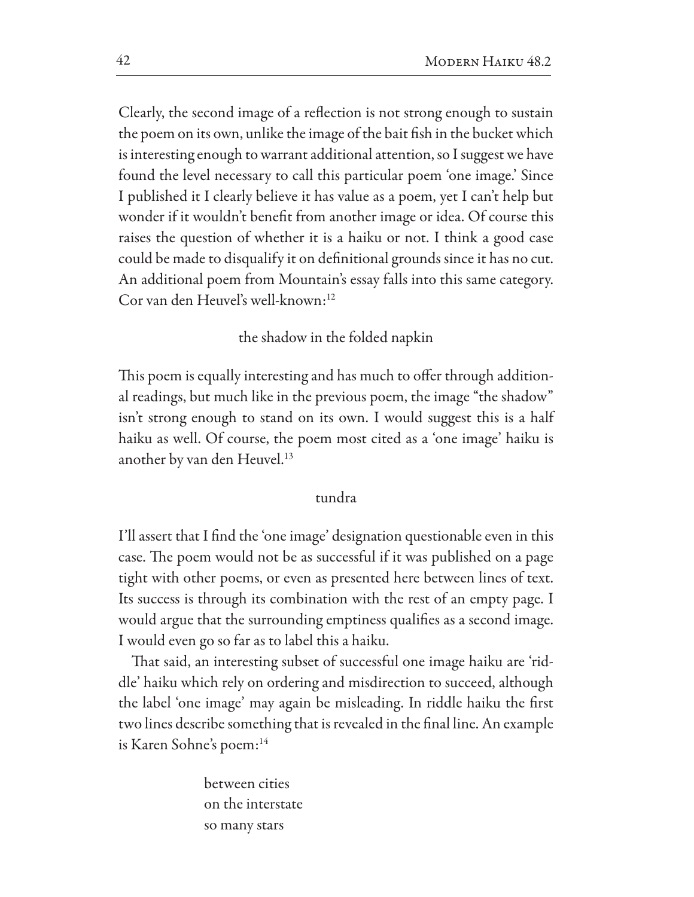Clearly, the second image of a reflection is not strong enough to sustain the poem on its own, unlike the image of the bait fish in the bucket which is interesting enough to warrant additional attention, so I suggest we have found the level necessary to call this particular poem 'one image.' Since I published it I clearly believe it has value as a poem, yet I can't help but wonder if it wouldn't benefit from another image or idea. Of course this raises the question of whether it is a haiku or not. I think a good case could be made to disqualify it on definitional grounds since it has no cut. An additional poem from Mountain's essay falls into this same category. Cor van den Heuvel's well-known:[12]

> the shadow in the folded napkin

This poem is equally interesting and has much to offer through additional readings, but much like in the previous poem, the image "the shadow" isn't strong enough to stand on its own. I would suggest this is a half haiku as well. Of course, the poem most cited as a 'one image' haiku is another by van den Heuvel.[13]

> tundra

I'll assert that I find the 'one image' designation questionable even in this case. The poem would not be as successful if it was published on a page tight with other poems, or even as presented here between lines of text. Its success is through its combination with the rest of an empty page. I would argue that the surrounding emptiness qualifies as a second image. I would even go so far as to label this a haiku.

That said, an interesting subset of successful one image haiku are 'riddle' haiku which rely on ordering and misdirection to succeed, although the label 'one image' may again be misleading. In riddle haiku the first two lines describe something that is revealed in the final line. An example is Karen Sohne's poem:[14]

> between cities  
> on the interstate  
> so many stars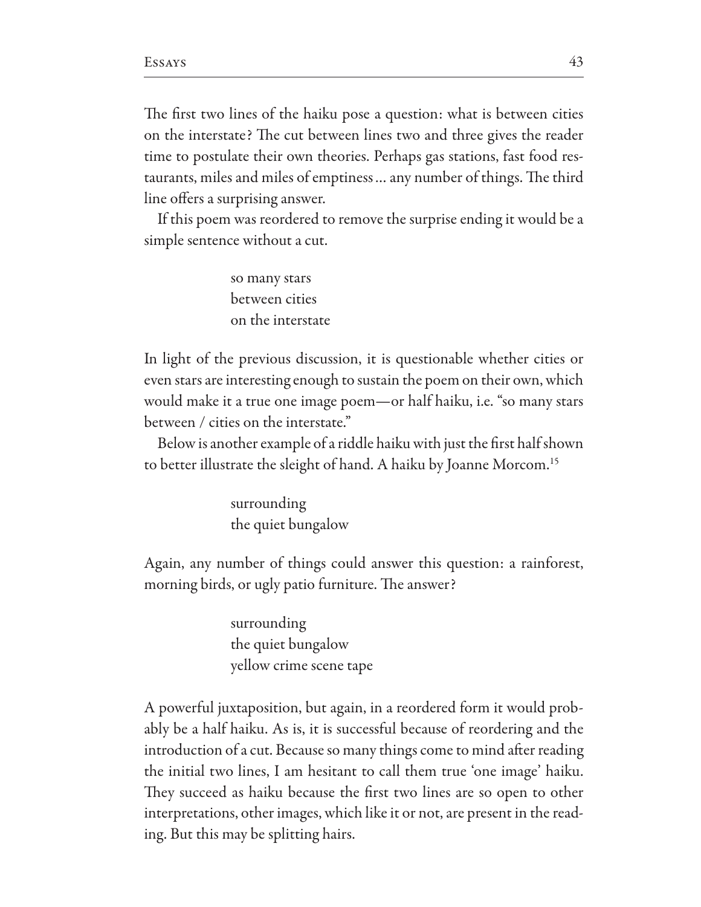The first two lines of the haiku pose a question: what is between cities on the interstate? The cut between lines two and three gives the reader time to postulate their own theories. Perhaps gas stations, fast food restaurants, miles and miles of emptiness … any number of things. The third line offers a surprising answer.

If this poem was reordered to remove the surprise ending it would be a simple sentence without a cut.

> so many stars  
> between cities  
> on the interstate

In light of the previous discussion, it is questionable whether cities or even stars are interesting enough to sustain the poem on their own, which would make it a true one image poem—or half haiku, i.e. "so many stars between / cities on the interstate."

Below is another example of a riddle haiku with just the first half shown to better illustrate the sleight of hand. A haiku by Joanne Morcom.[15]

> surrounding  
> the quiet bungalow

Again, any number of things could answer this question: a rainforest, morning birds, or ugly patio furniture. The answer?

> surrounding  
> the quiet bungalow  
> yellow crime scene tape

A powerful juxtaposition, but again, in a reordered form it would probably be a half haiku. As is, it is successful because of reordering and the introduction of a cut. Because so many things come to mind after reading the initial two lines, I am hesitant to call them true 'one image' haiku. They succeed as haiku because the first two lines are so open to other interpretations, other images, which like it or not, are present in the reading. But this may be splitting hairs.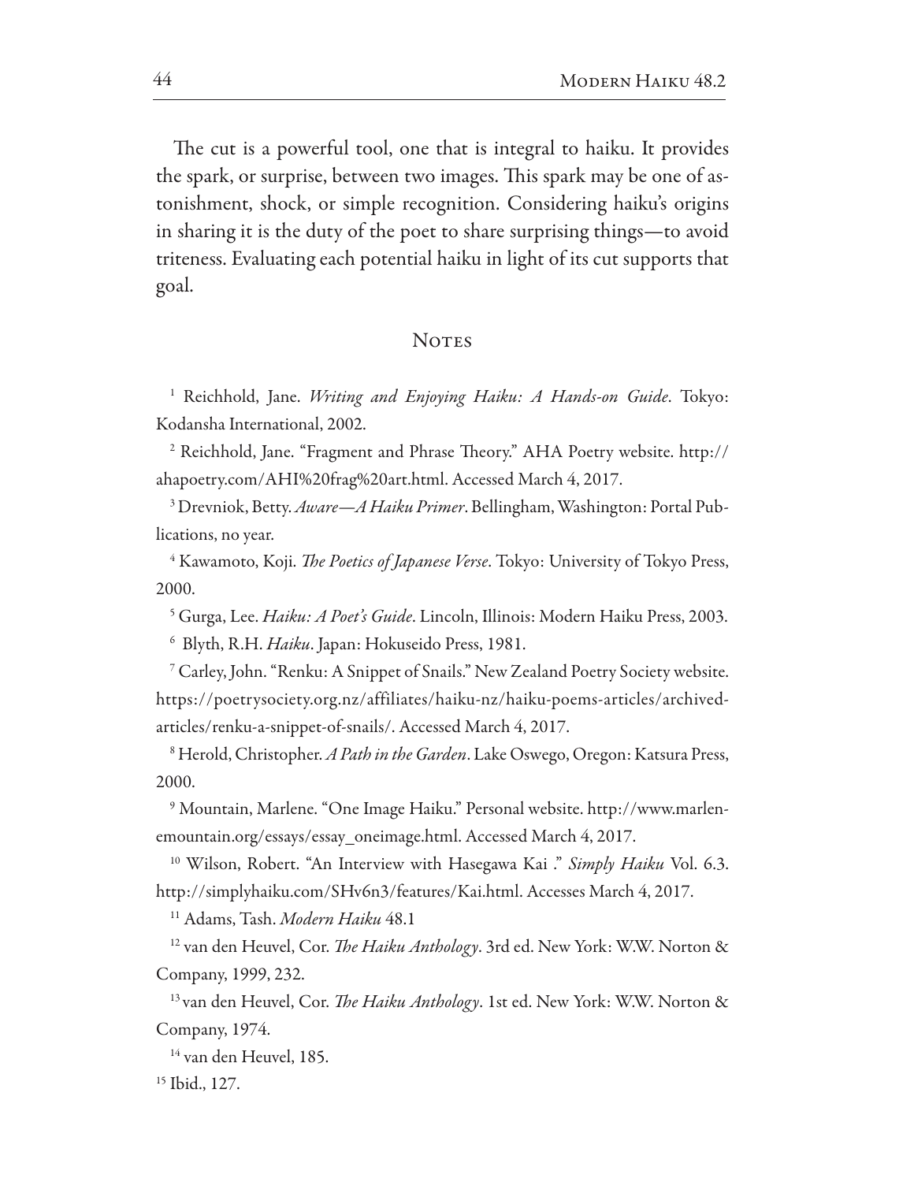The cut is a powerful tool, one that is integral to haiku. It provides the spark, or surprise, between two images. This spark may be one of astonishment, shock, or simple recognition. Considering haiku's origins in sharing it is the duty of the poet to share surprising things—to avoid triteness. Evaluating each potential haiku in light of its cut supports that goal.

## Notes

[1] Reichhold, Jane. *Writing and Enjoying Haiku: A Hands-on Guide*. Tokyo: Kodansha International, 2002.

[2] Reichhold, Jane. "Fragment and Phrase Theory." AHA Poetry website. http://ahapoetry.com/AHI%20frag%20art.html. Accessed March 4, 2017.

[3] Drevniok, Betty. *Aware—A Haiku Primer*. Bellingham, Washington: Portal Publications, no year.

[4] Kawamoto, Koji. *The Poetics of Japanese Verse*. Tokyo: University of Tokyo Press, 2000.

[5] Gurga, Lee. *Haiku: A Poet's Guide*. Lincoln, Illinois: Modern Haiku Press, 2003.

[6] Blyth, R.H. *Haiku*. Japan: Hokuseido Press, 1981.

[7] Carley, John. "Renku: A Snippet of Snails." New Zealand Poetry Society website. https://poetrysociety.org.nz/affiliates/haiku-nz/haiku-poems-articles/archived-articles/renku-a-snippet-of-snails/. Accessed March 4, 2017.

[8] Herold, Christopher. *A Path in the Garden*. Lake Oswego, Oregon: Katsura Press, 2000.

[9] Mountain, Marlene. "One Image Haiku." Personal website. http://www.marlenemountain.org/essays/essay_oneimage.html. Accessed March 4, 2017.

[10] Wilson, Robert. "An Interview with Hasegawa Kai ." *Simply Haiku* Vol. 6.3. http://simplyhaiku.com/SHv6n3/features/Kai.html. Accesses March 4, 2017.

[11] Adams, Tash. *Modern Haiku* 48.1

[12] van den Heuvel, Cor. *The Haiku Anthology*. 3rd ed. New York: W.W. Norton & Company, 1999, 232.

[13] van den Heuvel, Cor. *The Haiku Anthology*. 1st ed. New York: W.W. Norton & Company, 1974.

[14] van den Heuvel, 185.

[15] Ibid., 127.